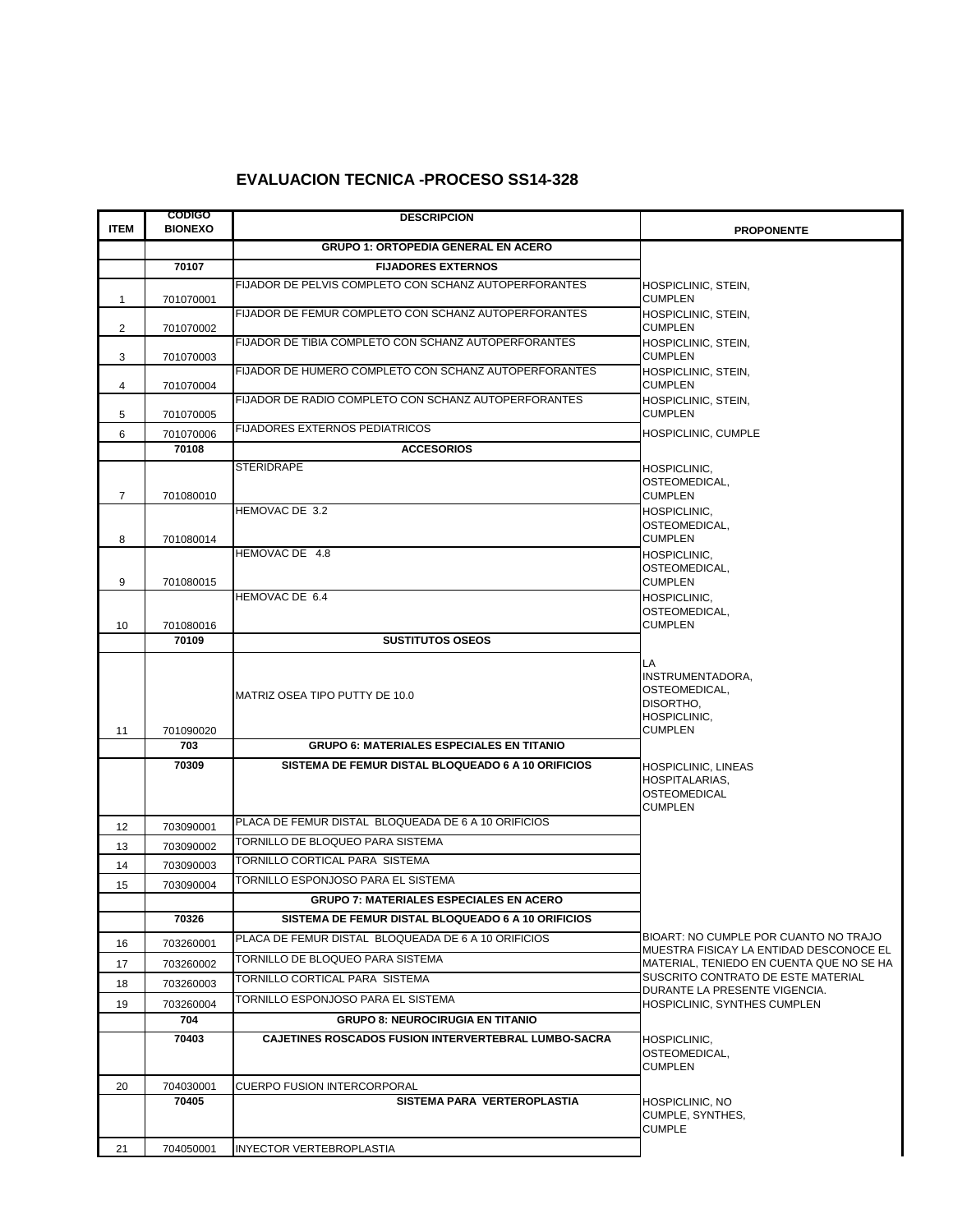# EVALUACION TECNICA -PROCESO SS14-328

| ITEM | CODIGO BIONEXO | DESCRIPCION | PROPONENTE |
|---|---|---|---|
| | | **GRUPO 1: ORTOPEDIA GENERAL EN ACERO** | |
| | **70107** | **FIJADORES EXTERNOS** | |
| 1 | 701070001 | FIJADOR DE PELVIS COMPLETO CON SCHANZ AUTOPERFORANTES | HOSPICLINIC, STEIN, CUMPLEN |
| 2 | 701070002 | FIJADOR DE FEMUR COMPLETO CON SCHANZ AUTOPERFORANTES | HOSPICLINIC, STEIN, CUMPLEN |
| 3 | 701070003 | FIJADOR DE TIBIA COMPLETO CON SCHANZ AUTOPERFORANTES | HOSPICLINIC, STEIN, CUMPLEN |
| 4 | 701070004 | FIJADOR DE HUMERO COMPLETO CON SCHANZ AUTOPERFORANTES | HOSPICLINIC, STEIN, CUMPLEN |
| 5 | 701070005 | FIJADOR DE RADIO COMPLETO CON SCHANZ AUTOPERFORANTES | HOSPICLINIC, STEIN, CUMPLEN |
| 6 | 701070006 | FIJADORES EXTERNOS PEDIATRICOS | HOSPICLINIC, CUMPLE |
| | **70108** | **ACCESORIOS** | |
| 7 | 701080010 | STERIDRAPE | HOSPICLINIC, OSTEOMEDICAL, CUMPLEN |
| 8 | 701080014 | HEMOVAC DE 3.2 | HOSPICLINIC, OSTEOMEDICAL, CUMPLEN |
| 9 | 701080015 | HEMOVAC DE 4.8 | HOSPICLINIC, OSTEOMEDICAL, CUMPLEN |
| 10 | 701080016 | HEMOVAC DE 6.4 | HOSPICLINIC, OSTEOMEDICAL, CUMPLEN |
| | **70109** | **SUSTITUTOS OSEOS** | |
| 11 | 701090020 | MATRIZ OSEA TIPO PUTTY DE 10.0 | LA INSTRUMENTADORA, OSTEOMEDICAL, DISORTHO, HOSPICLINIC, CUMPLEN |
| | **703** | **GRUPO 6: MATERIALES ESPECIALES EN TITANIO** | |
| | **70309** | **SISTEMA DE FEMUR DISTAL BLOQUEADO 6 A 10 ORIFICIOS** | HOSPICLINIC, LINEAS HOSPITALARIAS, OSTEOMEDICAL CUMPLEN |
| 12 | 703090001 | PLACA DE FEMUR DISTAL BLOQUEADA DE 6 A 10 ORIFICIOS | |
| 13 | 703090002 | TORNILLO DE BLOQUEO PARA SISTEMA | |
| 14 | 703090003 | TORNILLO CORTICAL PARA SISTEMA | |
| 15 | 703090004 | TORNILLO ESPONJOSO PARA EL SISTEMA | |
| | | **GRUPO 7: MATERIALES ESPECIALES EN ACERO** | |
| | **70326** | **SISTEMA DE FEMUR DISTAL BLOQUEADO 6 A 10 ORIFICIOS** | |
| 16 | 703260001 | PLACA DE FEMUR DISTAL BLOQUEADA DE 6 A 10 ORIFICIOS | BIOART: NO CUMPLE POR CUANTO NO TRAJO MUESTRA FISICAY LA ENTIDAD DESCONOCE EL MATERIAL, TENIEDO EN CUENTA QUE NO SE HA SUSCRITO CONTRATO DE ESTE MATERIAL DURANTE LA PRESENTE VIGENCIA. HOSPICLINIC, SYNTHES CUMPLEN |
| 17 | 703260002 | TORNILLO DE BLOQUEO PARA SISTEMA | |
| 18 | 703260003 | TORNILLO CORTICAL PARA SISTEMA | |
| 19 | 703260004 | TORNILLO ESPONJOSO PARA EL SISTEMA | |
| | **704** | **GRUPO 8: NEUROCIRUGIA EN TITANIO** | |
| | **70403** | **CAJETINES ROSCADOS FUSION INTERVERTEBRAL LUMBO-SACRA** | HOSPICLINIC, OSTEOMEDICAL, CUMPLEN |
| 20 | 704030001 | CUERPO FUSION INTERCORPORAL | |
| | **70405** | **SISTEMA PARA VERTEROPLASTIA** | HOSPICLINIC, NO CUMPLE, SYNTHES, CUMPLE |
| 21 | 704050001 | INYECTOR VERTEBROPLASTIA | |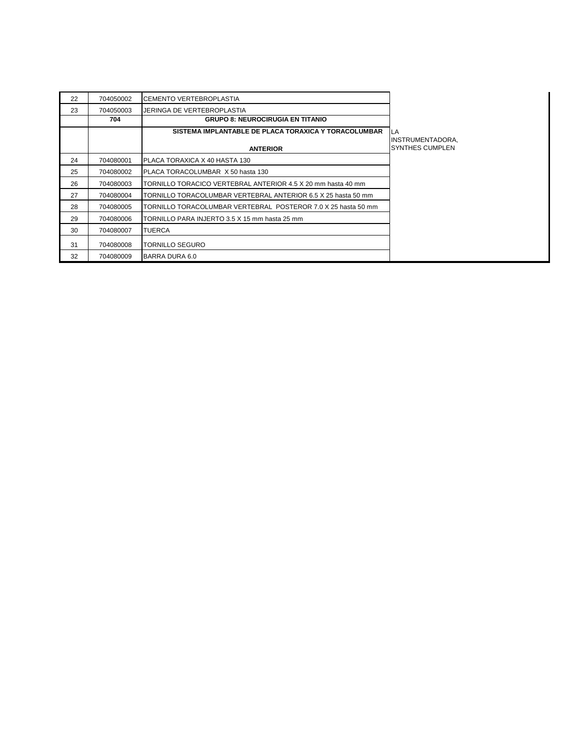| | | | |
|---|---|---|---|
| 22 | 704050002 | CEMENTO VERTEBROPLASTIA | |
| 23 | 704050003 | JERINGA DE VERTEBROPLASTIA | |
| | **704** | **GRUPO 8: NEUROCIRUGIA EN TITANIO** | |
| | | **SISTEMA IMPLANTABLE DE PLACA TORAXICA Y TORACOLUMBAR ANTERIOR** | LA INSTRUMENTADORA, SYNTHES CUMPLEN |
| 24 | 704080001 | PLACA TORAXICA X 40 HASTA 130 | |
| 25 | 704080002 | PLACA TORACOLUMBAR X 50 hasta 130 | |
| 26 | 704080003 | TORNILLO TORACICO VERTEBRAL ANTERIOR 4.5 X 20 mm hasta 40 mm | |
| 27 | 704080004 | TORNILLO TORACOLUMBAR VERTEBRAL ANTERIOR 6.5 X 25 hasta 50 mm | |
| 28 | 704080005 | TORNILLO TORACOLUMBAR VERTEBRAL POSTEROR 7.0 X 25 hasta 50 mm | |
| 29 | 704080006 | TORNILLO PARA INJERTO 3.5 X 15 mm hasta 25 mm | |
| 30 | 704080007 | TUERCA | |
| 31 | 704080008 | TORNILLO SEGURO | |
| 32 | 704080009 | BARRA DURA 6.0 | |